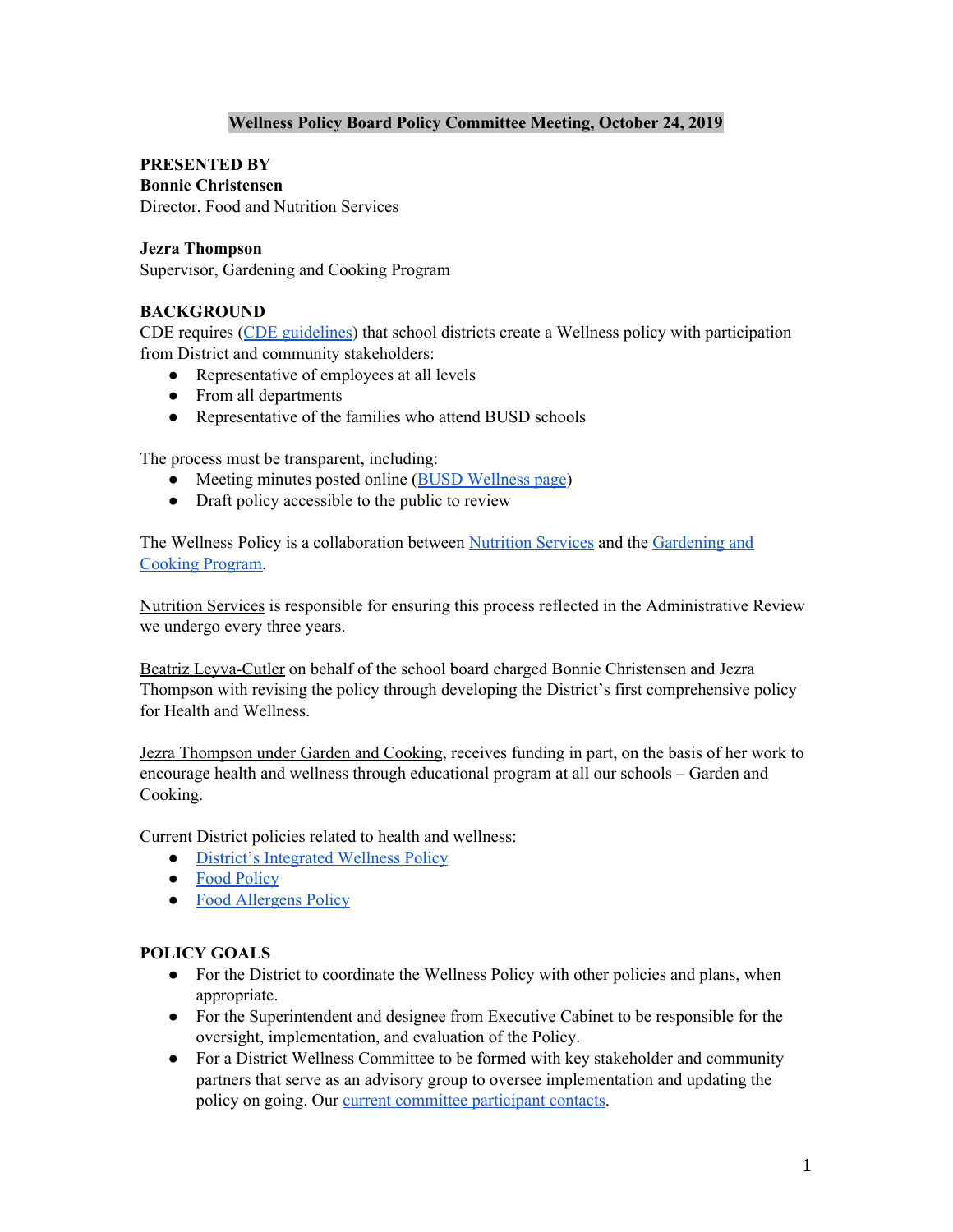# Wellness Policy Board Policy Committee Meeting, October 24, 2019

**PRESENTED BY**
**Bonnie Christensen**
Director, Food and Nutrition Services

**Jezra Thompson**
Supervisor, Gardening and Cooking Program

**BACKGROUND**
CDE requires (CDE guidelines) that school districts create a Wellness policy with participation from District and community stakeholders:

- Representative of employees at all levels
- From all departments
- Representative of the families who attend BUSD schools

The process must be transparent, including:

- Meeting minutes posted online (BUSD Wellness page)
- Draft policy accessible to the public to review

The Wellness Policy is a collaboration between Nutrition Services and the Gardening and Cooking Program.

Nutrition Services is responsible for ensuring this process reflected in the Administrative Review we undergo every three years.

Beatriz Leyva-Cutler on behalf of the school board charged Bonnie Christensen and Jezra Thompson with revising the policy through developing the District's first comprehensive policy for Health and Wellness.

Jezra Thompson under Garden and Cooking, receives funding in part, on the basis of her work to encourage health and wellness through educational program at all our schools – Garden and Cooking.

Current District policies related to health and wellness:

- District's Integrated Wellness Policy
- Food Policy
- Food Allergens Policy

**POLICY GOALS**

- For the District to coordinate the Wellness Policy with other policies and plans, when appropriate.
- For the Superintendent and designee from Executive Cabinet to be responsible for the oversight, implementation, and evaluation of the Policy.
- For a District Wellness Committee to be formed with key stakeholder and community partners that serve as an advisory group to oversee implementation and updating the policy on going. Our current committee participant contacts.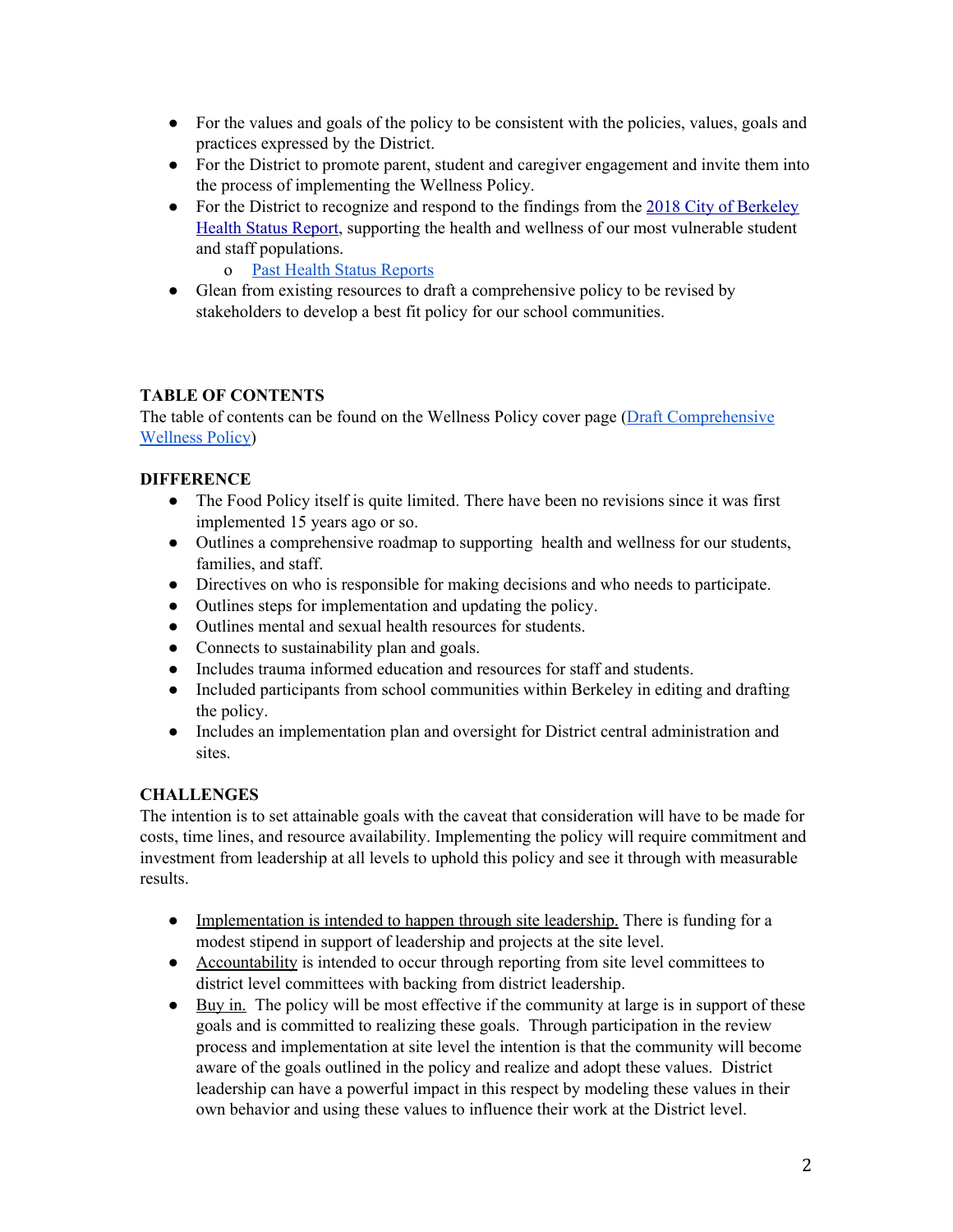- For the values and goals of the policy to be consistent with the policies, values, goals and practices expressed by the District.
- For the District to promote parent, student and caregiver engagement and invite them into the process of implementing the Wellness Policy.
- For the District to recognize and respond to the findings from the 2018 City of Berkeley Health Status Report, supporting the health and wellness of our most vulnerable student and staff populations.
    - Past Health Status Reports
- Glean from existing resources to draft a comprehensive policy to be revised by stakeholders to develop a best fit policy for our school communities.

**TABLE OF CONTENTS**

The table of contents can be found on the Wellness Policy cover page (Draft Comprehensive Wellness Policy)

**DIFFERENCE**

- The Food Policy itself is quite limited. There have been no revisions since it was first implemented 15 years ago or so.
- Outlines a comprehensive roadmap to supporting health and wellness for our students, families, and staff.
- Directives on who is responsible for making decisions and who needs to participate.
- Outlines steps for implementation and updating the policy.
- Outlines mental and sexual health resources for students.
- Connects to sustainability plan and goals.
- Includes trauma informed education and resources for staff and students.
- Included participants from school communities within Berkeley in editing and drafting the policy.
- Includes an implementation plan and oversight for District central administration and sites.

**CHALLENGES**

The intention is to set attainable goals with the caveat that consideration will have to be made for costs, time lines, and resource availability. Implementing the policy will require commitment and investment from leadership at all levels to uphold this policy and see it through with measurable results.

- Implementation is intended to happen through site leadership. There is funding for a modest stipend in support of leadership and projects at the site level.
- Accountability is intended to occur through reporting from site level committees to district level committees with backing from district leadership.
- Buy in. The policy will be most effective if the community at large is in support of these goals and is committed to realizing these goals. Through participation in the review process and implementation at site level the intention is that the community will become aware of the goals outlined in the policy and realize and adopt these values. District leadership can have a powerful impact in this respect by modeling these values in their own behavior and using these values to influence their work at the District level.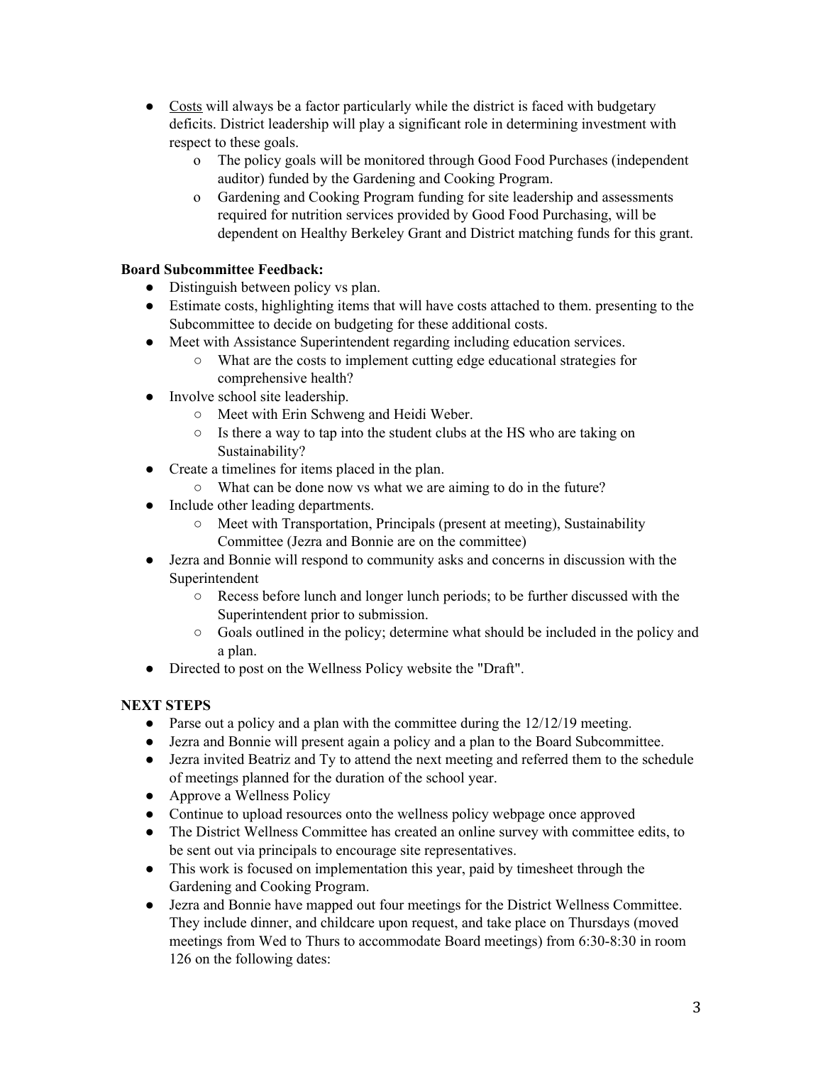- Costs will always be a factor particularly while the district is faced with budgetary deficits. District leadership will play a significant role in determining investment with respect to these goals.
    - The policy goals will be monitored through Good Food Purchases (independent auditor) funded by the Gardening and Cooking Program.
    - Gardening and Cooking Program funding for site leadership and assessments required for nutrition services provided by Good Food Purchasing, will be dependent on Healthy Berkeley Grant and District matching funds for this grant.

**Board Subcommittee Feedback:**

- Distinguish between policy vs plan.
- Estimate costs, highlighting items that will have costs attached to them. presenting to the Subcommittee to decide on budgeting for these additional costs.
- Meet with Assistance Superintendent regarding including education services.
    - What are the costs to implement cutting edge educational strategies for comprehensive health?
- Involve school site leadership.
    - Meet with Erin Schweng and Heidi Weber.
    - Is there a way to tap into the student clubs at the HS who are taking on Sustainability?
- Create a timelines for items placed in the plan.
    - What can be done now vs what we are aiming to do in the future?
- Include other leading departments.
    - Meet with Transportation, Principals (present at meeting), Sustainability Committee (Jezra and Bonnie are on the committee)
- Jezra and Bonnie will respond to community asks and concerns in discussion with the Superintendent
    - Recess before lunch and longer lunch periods; to be further discussed with the Superintendent prior to submission.
    - Goals outlined in the policy; determine what should be included in the policy and a plan.
- Directed to post on the Wellness Policy website the "Draft".

**NEXT STEPS**

- Parse out a policy and a plan with the committee during the 12/12/19 meeting.
- Jezra and Bonnie will present again a policy and a plan to the Board Subcommittee.
- Jezra invited Beatriz and Ty to attend the next meeting and referred them to the schedule of meetings planned for the duration of the school year.
- Approve a Wellness Policy
- Continue to upload resources onto the wellness policy webpage once approved
- The District Wellness Committee has created an online survey with committee edits, to be sent out via principals to encourage site representatives.
- This work is focused on implementation this year, paid by timesheet through the Gardening and Cooking Program.
- Jezra and Bonnie have mapped out four meetings for the District Wellness Committee. They include dinner, and childcare upon request, and take place on Thursdays (moved meetings from Wed to Thurs to accommodate Board meetings) from 6:30-8:30 in room 126 on the following dates: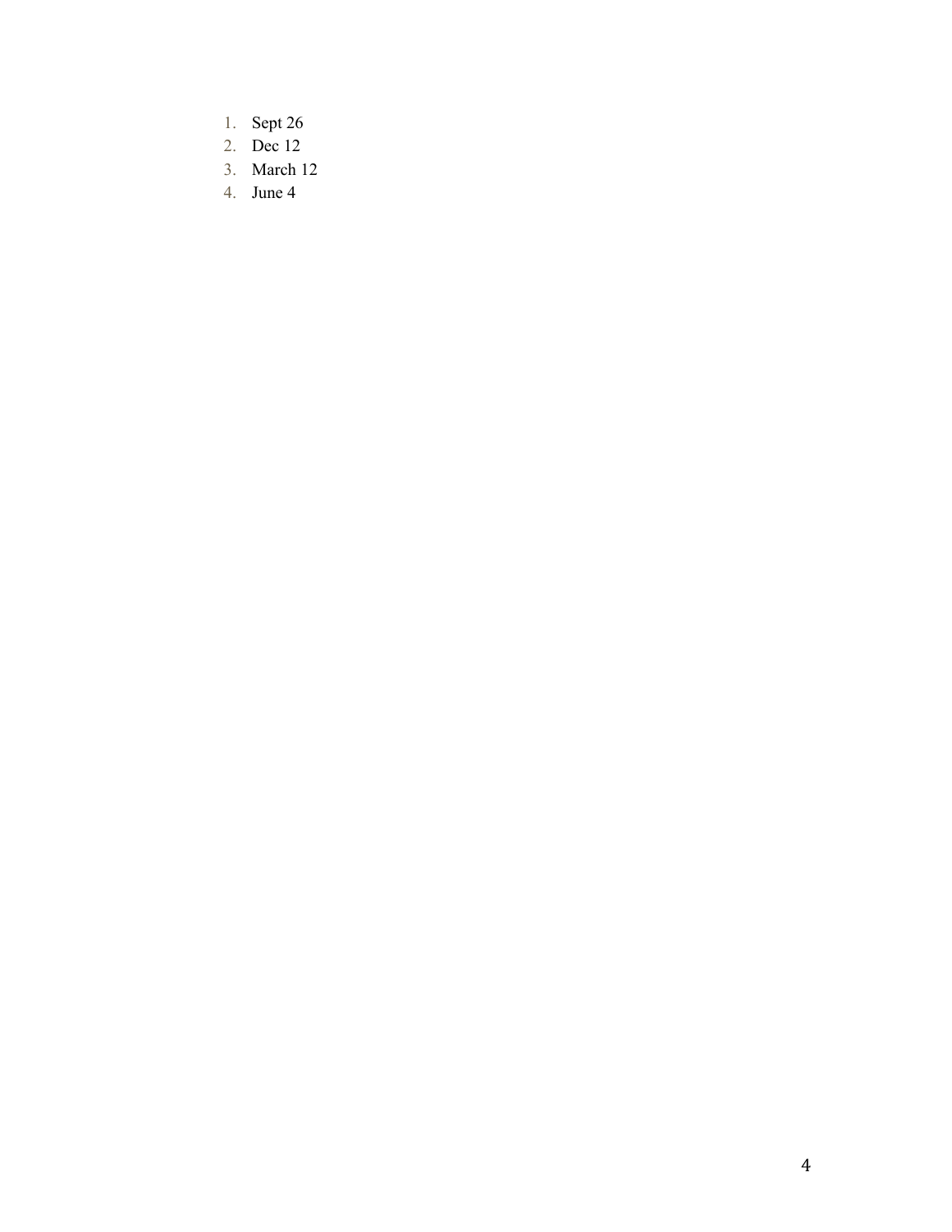1. Sept 26
2. Dec 12
3. March 12
4. June 4